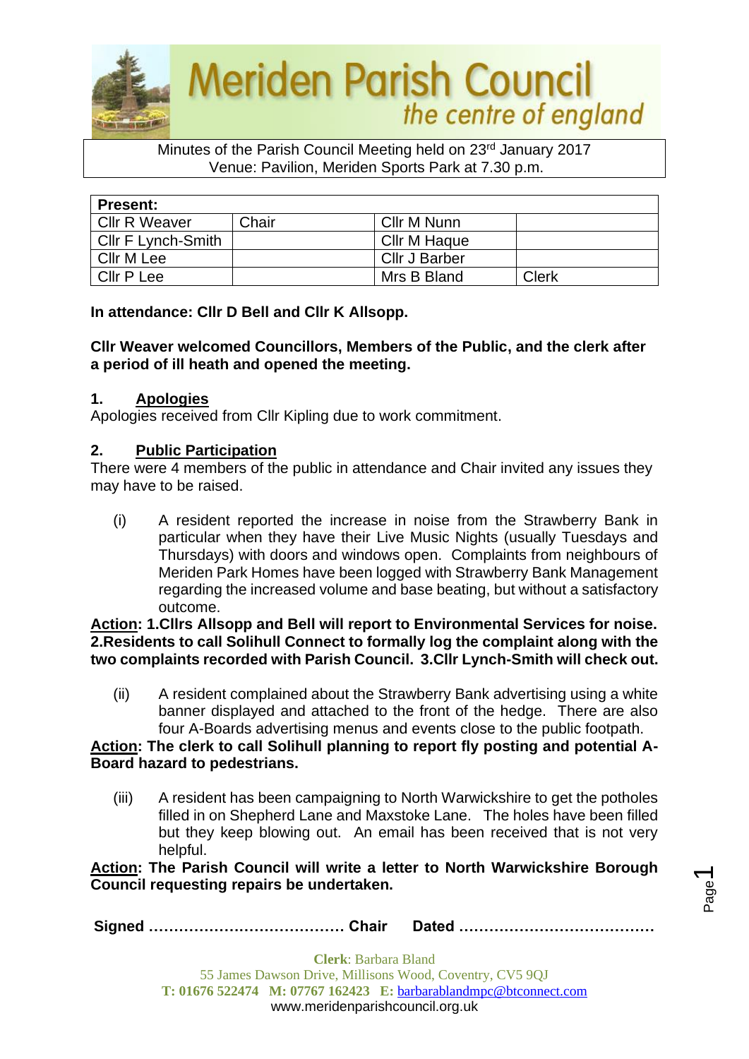# Meriden Parish Council
*the centre of england*

Minutes of the Parish Council Meeting held on 23rd January 2017
Venue: Pavilion, Meriden Sports Park at 7.30 p.m.

| **Present:** | | | |
|---|---|---|---|
| Cllr R Weaver | Chair | Cllr M Nunn | |
| Cllr F Lynch-Smith | | Cllr M Haque | |
| Cllr M Lee | | Cllr J Barber | |
| Cllr P Lee | | Mrs B Bland | Clerk |

**In attendance: Cllr D Bell and Cllr K Allsopp.**

**Cllr Weaver welcomed Councillors, Members of the Public, and the clerk after a period of ill heath and opened the meeting.**

## 1. Apologies

Apologies received from Cllr Kipling due to work commitment.

## 2. Public Participation

There were 4 members of the public in attendance and Chair invited any issues they may have to be raised.

(i) A resident reported the increase in noise from the Strawberry Bank in particular when they have their Live Music Nights (usually Tuesdays and Thursdays) with doors and windows open. Complaints from neighbours of Meriden Park Homes have been logged with Strawberry Bank Management regarding the increased volume and base beating, but without a satisfactory outcome.

**Action: 1.Cllrs Allsopp and Bell will report to Environmental Services for noise. 2.Residents to call Solihull Connect to formally log the complaint along with the two complaints recorded with Parish Council. 3.Cllr Lynch-Smith will check out.**

(ii) A resident complained about the Strawberry Bank advertising using a white banner displayed and attached to the front of the hedge. There are also four A-Boards advertising menus and events close to the public footpath.

**Action: The clerk to call Solihull planning to report fly posting and potential A-Board hazard to pedestrians.**

(iii) A resident has been campaigning to North Warwickshire to get the potholes filled in on Shepherd Lane and Maxstoke Lane. The holes have been filled but they keep blowing out. An email has been received that is not very helpful.

**Action: The Parish Council will write a letter to North Warwickshire Borough Council requesting repairs be undertaken.**

**Signed ………………………………… Chair Dated …………………………………**

**Clerk**: Barbara Bland
55 James Dawson Drive, Millisons Wood, Coventry, CV5 9QJ
**T:** 01676 522474 **M:** 07767 162423 **E:** barbarablandmpc@btconnect.com
www.meridenparishcouncil.org.uk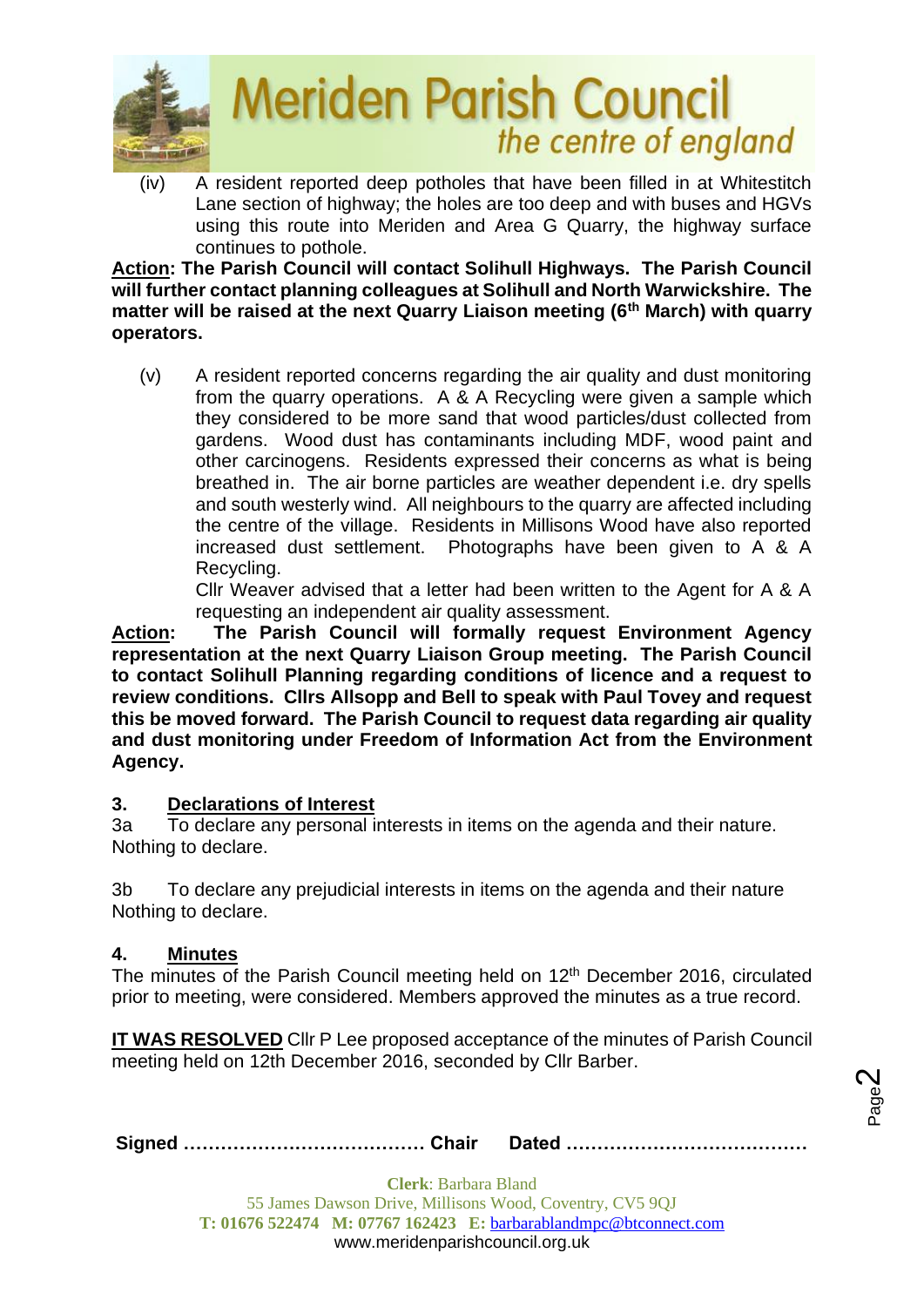(iv) A resident reported deep potholes that have been filled in at Whitestitch Lane section of highway; the holes are too deep and with buses and HGVs using this route into Meriden and Area G Quarry, the highway surface continues to pothole.

**Action: The Parish Council will contact Solihull Highways. The Parish Council will further contact planning colleagues at Solihull and North Warwickshire. The matter will be raised at the next Quarry Liaison meeting (6th March) with quarry operators.**

(v) A resident reported concerns regarding the air quality and dust monitoring from the quarry operations. A & A Recycling were given a sample which they considered to be more sand that wood particles/dust collected from gardens. Wood dust has contaminants including MDF, wood paint and other carcinogens. Residents expressed their concerns as what is being breathed in. The air borne particles are weather dependent i.e. dry spells and south westerly wind. All neighbours to the quarry are affected including the centre of the village. Residents in Millisons Wood have also reported increased dust settlement. Photographs have been given to A & A Recycling.

Cllr Weaver advised that a letter had been written to the Agent for A & A requesting an independent air quality assessment.

**Action: The Parish Council will formally request Environment Agency representation at the next Quarry Liaison Group meeting. The Parish Council to contact Solihull Planning regarding conditions of licence and a request to review conditions. Cllrs Allsopp and Bell to speak with Paul Tovey and request this be moved forward. The Parish Council to request data regarding air quality and dust monitoring under Freedom of Information Act from the Environment Agency.**

## 3. Declarations of Interest

3a To declare any personal interests in items on the agenda and their nature.
Nothing to declare.

3b To declare any prejudicial interests in items on the agenda and their nature
Nothing to declare.

## 4. Minutes

The minutes of the Parish Council meeting held on 12th December 2016, circulated prior to meeting, were considered. Members approved the minutes as a true record.

**IT WAS RESOLVED** Cllr P Lee proposed acceptance of the minutes of Parish Council meeting held on 12th December 2016, seconded by Cllr Barber.

**Signed ………………………………… Chair Dated …………………………………**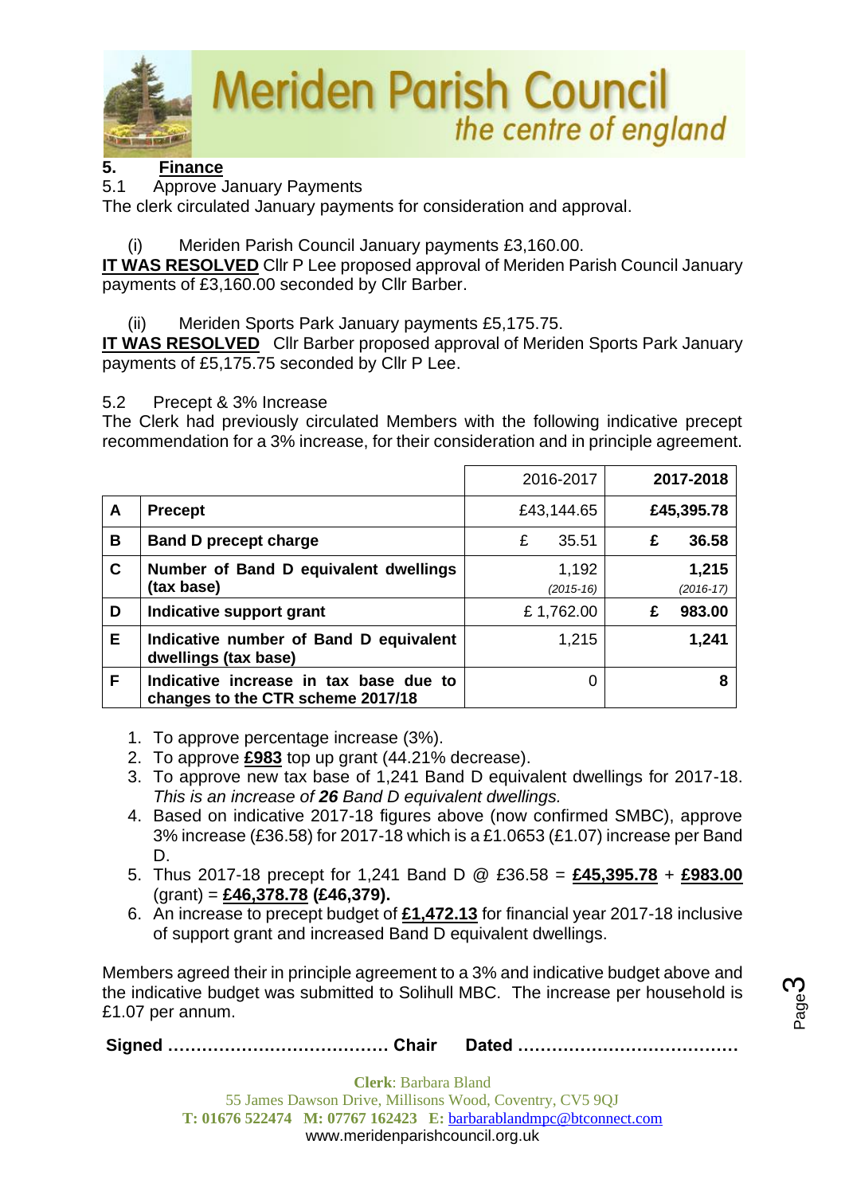## 5. Finance

5.1 Approve January Payments

The clerk circulated January payments for consideration and approval.

(i) Meriden Parish Council January payments £3,160.00.

**IT WAS RESOLVED** Cllr P Lee proposed approval of Meriden Parish Council January payments of £3,160.00 seconded by Cllr Barber.

(ii) Meriden Sports Park January payments £5,175.75.

**IT WAS RESOLVED** Cllr Barber proposed approval of Meriden Sports Park January payments of £5,175.75 seconded by Cllr P Lee.

5.2 Precept & 3% Increase

The Clerk had previously circulated Members with the following indicative precept recommendation for a 3% increase, for their consideration and in principle agreement.

| | | 2016-2017 | **2017-2018** |
|---|---|---|---|
| **A** | **Precept** | £43,144.65 | **£45,395.78** |
| **B** | **Band D precept charge** | £ 35.51 | **£ 36.58** |
| **C** | **Number of Band D equivalent dwellings (tax base)** | 1,192 *(2015-16)* | **1,215** *(2016-17)* |
| **D** | **Indicative support grant** | £ 1,762.00 | **£ 983.00** |
| **E** | **Indicative number of Band D equivalent dwellings (tax base)** | 1,215 | **1,241** |
| **F** | **Indicative increase in tax base due to changes to the CTR scheme 2017/18** | 0 | **8** |

1. To approve percentage increase (3%).
2. To approve **£983** top up grant (44.21% decrease).
3. To approve new tax base of 1,241 Band D equivalent dwellings for 2017-18. *This is an increase of **26** Band D equivalent dwellings.*
4. Based on indicative 2017-18 figures above (now confirmed SMBC), approve 3% increase (£36.58) for 2017-18 which is a £1.0653 (£1.07) increase per Band D.
5. Thus 2017-18 precept for 1,241 Band D @ £36.58 = **£45,395.78** + **£983.00** (grant) = **£46,378.78 (£46,379).**
6. An increase to precept budget of **£1,472.13** for financial year 2017-18 inclusive of support grant and increased Band D equivalent dwellings.

Members agreed their in principle agreement to a 3% and indicative budget above and the indicative budget was submitted to Solihull MBC. The increase per household is £1.07 per annum.

**Signed ………………………………… Chair Dated …………………………………**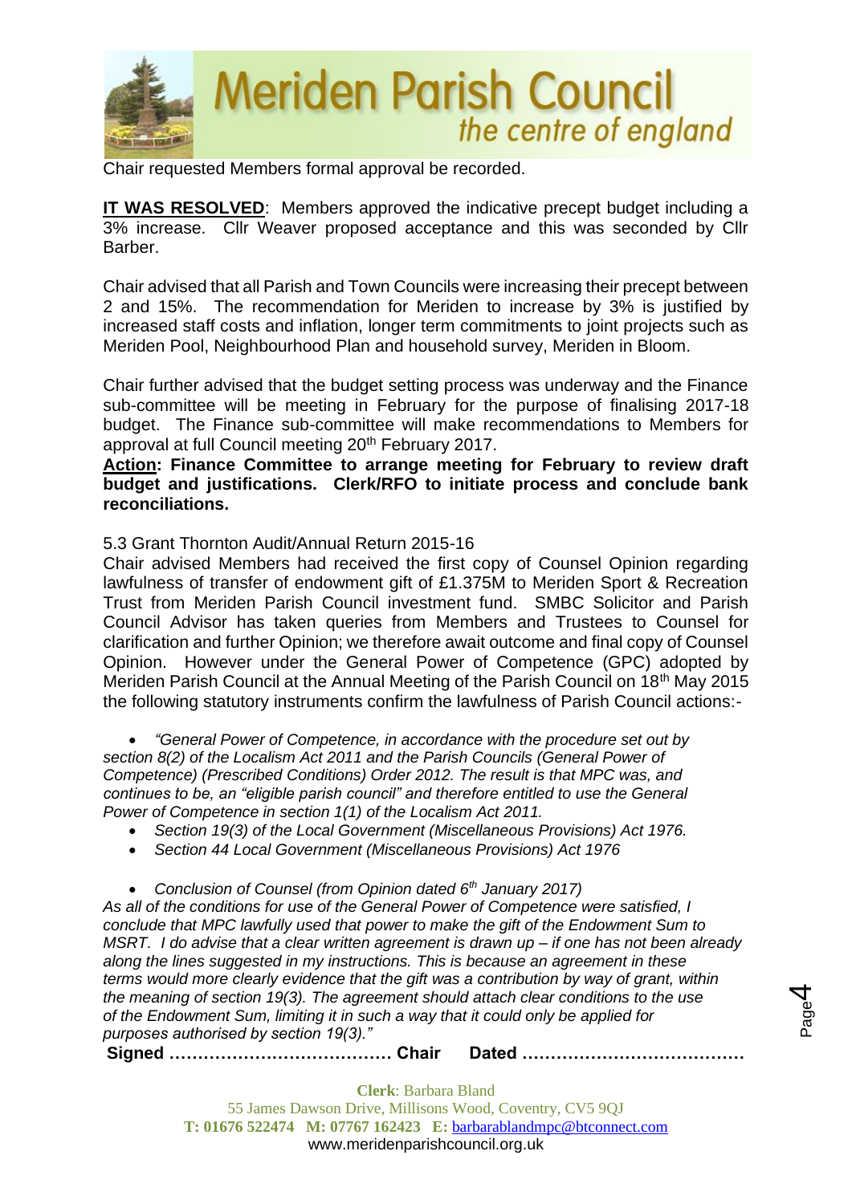Chair requested Members formal approval be recorded.

**IT WAS RESOLVED**: Members approved the indicative precept budget including a 3% increase. Cllr Weaver proposed acceptance and this was seconded by Cllr Barber.

Chair advised that all Parish and Town Councils were increasing their precept between 2 and 15%. The recommendation for Meriden to increase by 3% is justified by increased staff costs and inflation, longer term commitments to joint projects such as Meriden Pool, Neighbourhood Plan and household survey, Meriden in Bloom.

Chair further advised that the budget setting process was underway and the Finance sub-committee will be meeting in February for the purpose of finalising 2017-18 budget. The Finance sub-committee will make recommendations to Members for approval at full Council meeting 20th February 2017.

**Action: Finance Committee to arrange meeting for February to review draft budget and justifications. Clerk/RFO to initiate process and conclude bank reconciliations.**

5.3 Grant Thornton Audit/Annual Return 2015-16

Chair advised Members had received the first copy of Counsel Opinion regarding lawfulness of transfer of endowment gift of £1.375M to Meriden Sport & Recreation Trust from Meriden Parish Council investment fund. SMBC Solicitor and Parish Council Advisor has taken queries from Members and Trustees to Counsel for clarification and further Opinion; we therefore await outcome and final copy of Counsel Opinion. However under the General Power of Competence (GPC) adopted by Meriden Parish Council at the Annual Meeting of the Parish Council on 18th May 2015 the following statutory instruments confirm the lawfulness of Parish Council actions:-

- *"General Power of Competence, in accordance with the procedure set out by section 8(2) of the Localism Act 2011 and the Parish Councils (General Power of Competence) (Prescribed Conditions) Order 2012. The result is that MPC was, and continues to be, an "eligible parish council" and therefore entitled to use the General Power of Competence in section 1(1) of the Localism Act 2011.*
- *Section 19(3) of the Local Government (Miscellaneous Provisions) Act 1976.*
- *Section 44 Local Government (Miscellaneous Provisions) Act 1976*

- *Conclusion of Counsel (from Opinion dated 6th January 2017)*

*As all of the conditions for use of the General Power of Competence were satisfied, I conclude that MPC lawfully used that power to make the gift of the Endowment Sum to MSRT. I do advise that a clear written agreement is drawn up – if one has not been already along the lines suggested in my instructions. This is because an agreement in these terms would more clearly evidence that the gift was a contribution by way of grant, within the meaning of section 19(3). The agreement should attach clear conditions to the use of the Endowment Sum, limiting it in such a way that it could only be applied for purposes authorised by section 19(3)."*

**Signed ………………………………… Chair Dated …………………………………**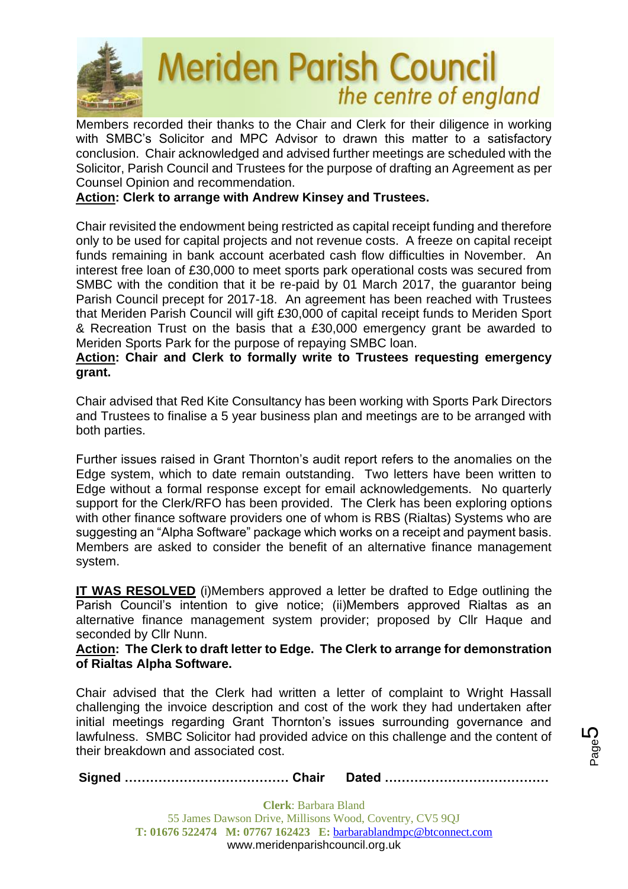Members recorded their thanks to the Chair and Clerk for their diligence in working with SMBC's Solicitor and MPC Advisor to drawn this matter to a satisfactory conclusion. Chair acknowledged and advised further meetings are scheduled with the Solicitor, Parish Council and Trustees for the purpose of drafting an Agreement as per Counsel Opinion and recommendation.

**Action: Clerk to arrange with Andrew Kinsey and Trustees.**

Chair revisited the endowment being restricted as capital receipt funding and therefore only to be used for capital projects and not revenue costs. A freeze on capital receipt funds remaining in bank account acerbated cash flow difficulties in November. An interest free loan of £30,000 to meet sports park operational costs was secured from SMBC with the condition that it be re-paid by 01 March 2017, the guarantor being Parish Council precept for 2017-18. An agreement has been reached with Trustees that Meriden Parish Council will gift £30,000 of capital receipt funds to Meriden Sport & Recreation Trust on the basis that a £30,000 emergency grant be awarded to Meriden Sports Park for the purpose of repaying SMBC loan.

**Action: Chair and Clerk to formally write to Trustees requesting emergency grant.**

Chair advised that Red Kite Consultancy has been working with Sports Park Directors and Trustees to finalise a 5 year business plan and meetings are to be arranged with both parties.

Further issues raised in Grant Thornton's audit report refers to the anomalies on the Edge system, which to date remain outstanding. Two letters have been written to Edge without a formal response except for email acknowledgements. No quarterly support for the Clerk/RFO has been provided. The Clerk has been exploring options with other finance software providers one of whom is RBS (Rialtas) Systems who are suggesting an "Alpha Software" package which works on a receipt and payment basis. Members are asked to consider the benefit of an alternative finance management system.

**IT WAS RESOLVED** (i)Members approved a letter be drafted to Edge outlining the Parish Council's intention to give notice; (ii)Members approved Rialtas as an alternative finance management system provider; proposed by Cllr Haque and seconded by Cllr Nunn.

**Action: The Clerk to draft letter to Edge. The Clerk to arrange for demonstration of Rialtas Alpha Software.**

Chair advised that the Clerk had written a letter of complaint to Wright Hassall challenging the invoice description and cost of the work they had undertaken after initial meetings regarding Grant Thornton's issues surrounding governance and lawfulness. SMBC Solicitor had provided advice on this challenge and the content of their breakdown and associated cost.

**Signed ………………………………… Chair Dated …………………………………**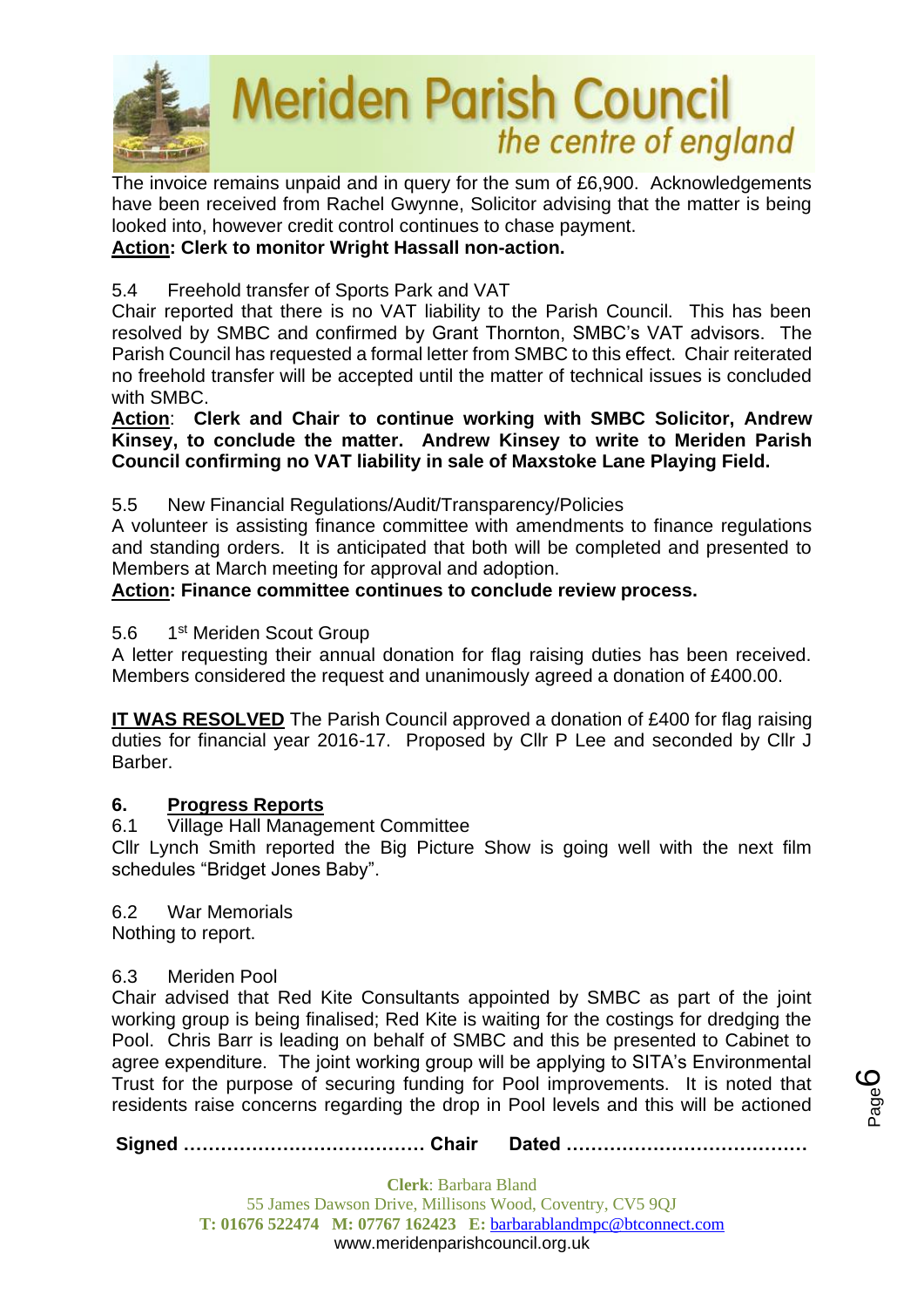The invoice remains unpaid and in query for the sum of £6,900. Acknowledgements have been received from Rachel Gwynne, Solicitor advising that the matter is being looked into, however credit control continues to chase payment.

**Action: Clerk to monitor Wright Hassall non-action.**

5.4 Freehold transfer of Sports Park and VAT

Chair reported that there is no VAT liability to the Parish Council. This has been resolved by SMBC and confirmed by Grant Thornton, SMBC's VAT advisors. The Parish Council has requested a formal letter from SMBC to this effect. Chair reiterated no freehold transfer will be accepted until the matter of technical issues is concluded with SMBC.

**Action: Clerk and Chair to continue working with SMBC Solicitor, Andrew Kinsey, to conclude the matter. Andrew Kinsey to write to Meriden Parish Council confirming no VAT liability in sale of Maxstoke Lane Playing Field.**

5.5 New Financial Regulations/Audit/Transparency/Policies

A volunteer is assisting finance committee with amendments to finance regulations and standing orders. It is anticipated that both will be completed and presented to Members at March meeting for approval and adoption.

**Action: Finance committee continues to conclude review process.**

5.6 1st Meriden Scout Group

A letter requesting their annual donation for flag raising duties has been received. Members considered the request and unanimously agreed a donation of £400.00.

**IT WAS RESOLVED** The Parish Council approved a donation of £400 for flag raising duties for financial year 2016-17. Proposed by Cllr P Lee and seconded by Cllr J Barber.

## 6. Progress Reports

6.1 Village Hall Management Committee

Cllr Lynch Smith reported the Big Picture Show is going well with the next film schedules "Bridget Jones Baby".

6.2 War Memorials

Nothing to report.

6.3 Meriden Pool

Chair advised that Red Kite Consultants appointed by SMBC as part of the joint working group is being finalised; Red Kite is waiting for the costings for dredging the Pool. Chris Barr is leading on behalf of SMBC and this be presented to Cabinet to agree expenditure. The joint working group will be applying to SITA's Environmental Trust for the purpose of securing funding for Pool improvements. It is noted that residents raise concerns regarding the drop in Pool levels and this will be actioned

**Signed ………………………………… Chair Dated …………………………………**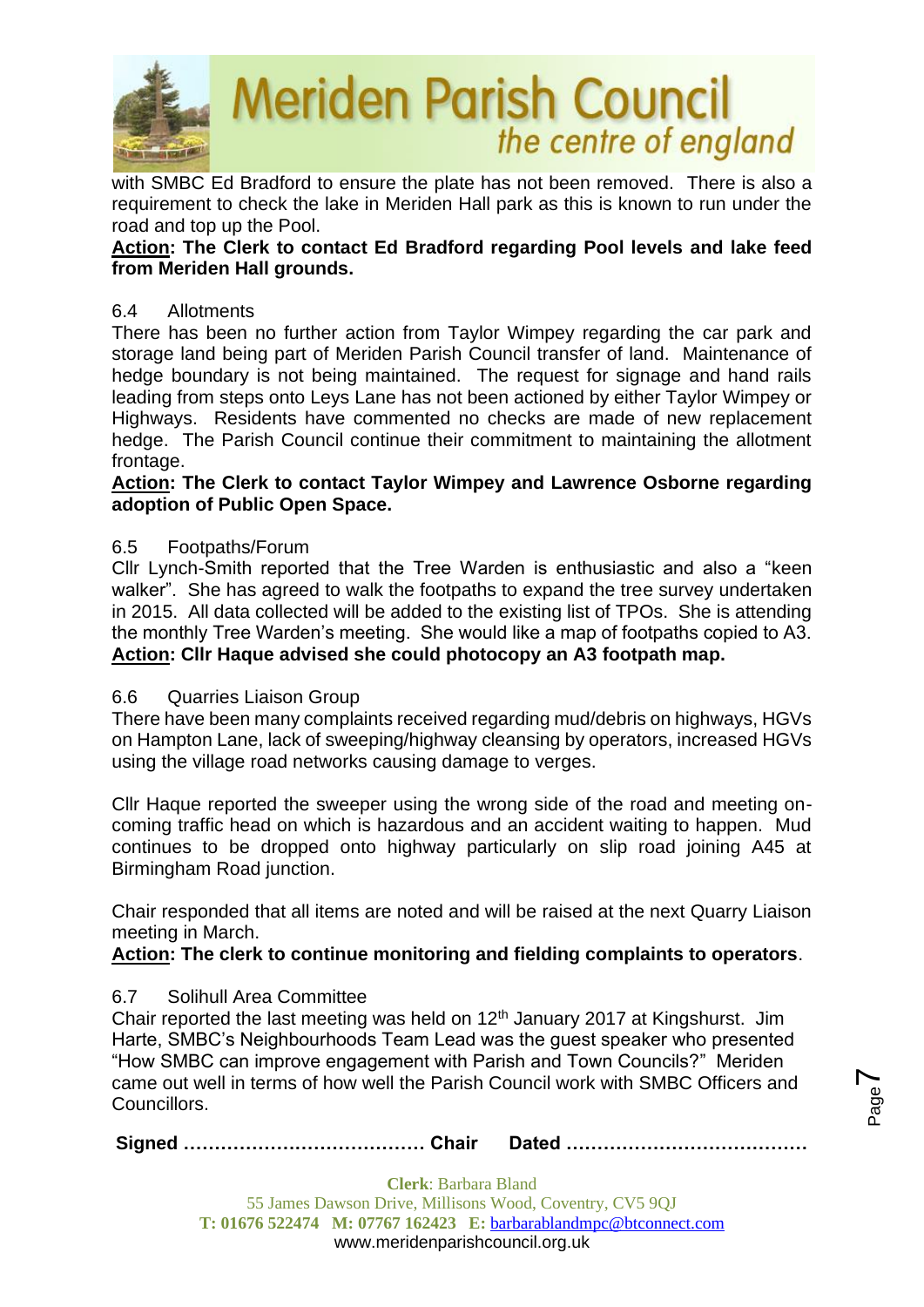with SMBC Ed Bradford to ensure the plate has not been removed. There is also a requirement to check the lake in Meriden Hall park as this is known to run under the road and top up the Pool.

**Action: The Clerk to contact Ed Bradford regarding Pool levels and lake feed from Meriden Hall grounds.**

6.4 Allotments

There has been no further action from Taylor Wimpey regarding the car park and storage land being part of Meriden Parish Council transfer of land. Maintenance of hedge boundary is not being maintained. The request for signage and hand rails leading from steps onto Leys Lane has not been actioned by either Taylor Wimpey or Highways. Residents have commented no checks are made of new replacement hedge. The Parish Council continue their commitment to maintaining the allotment frontage.

**Action: The Clerk to contact Taylor Wimpey and Lawrence Osborne regarding adoption of Public Open Space.**

6.5 Footpaths/Forum

Cllr Lynch-Smith reported that the Tree Warden is enthusiastic and also a "keen walker". She has agreed to walk the footpaths to expand the tree survey undertaken in 2015. All data collected will be added to the existing list of TPOs. She is attending the monthly Tree Warden's meeting. She would like a map of footpaths copied to A3.

**Action: Cllr Haque advised she could photocopy an A3 footpath map.**

6.6 Quarries Liaison Group

There have been many complaints received regarding mud/debris on highways, HGVs on Hampton Lane, lack of sweeping/highway cleansing by operators, increased HGVs using the village road networks causing damage to verges.

Cllr Haque reported the sweeper using the wrong side of the road and meeting on-coming traffic head on which is hazardous and an accident waiting to happen. Mud continues to be dropped onto highway particularly on slip road joining A45 at Birmingham Road junction.

Chair responded that all items are noted and will be raised at the next Quarry Liaison meeting in March.

**Action: The clerk to continue monitoring and fielding complaints to operators**.

6.7 Solihull Area Committee

Chair reported the last meeting was held on 12th January 2017 at Kingshurst. Jim Harte, SMBC's Neighbourhoods Team Lead was the guest speaker who presented "How SMBC can improve engagement with Parish and Town Councils?" Meriden came out well in terms of how well the Parish Council work with SMBC Officers and Councillors.

**Signed ………………………………… Chair Dated …………………………………**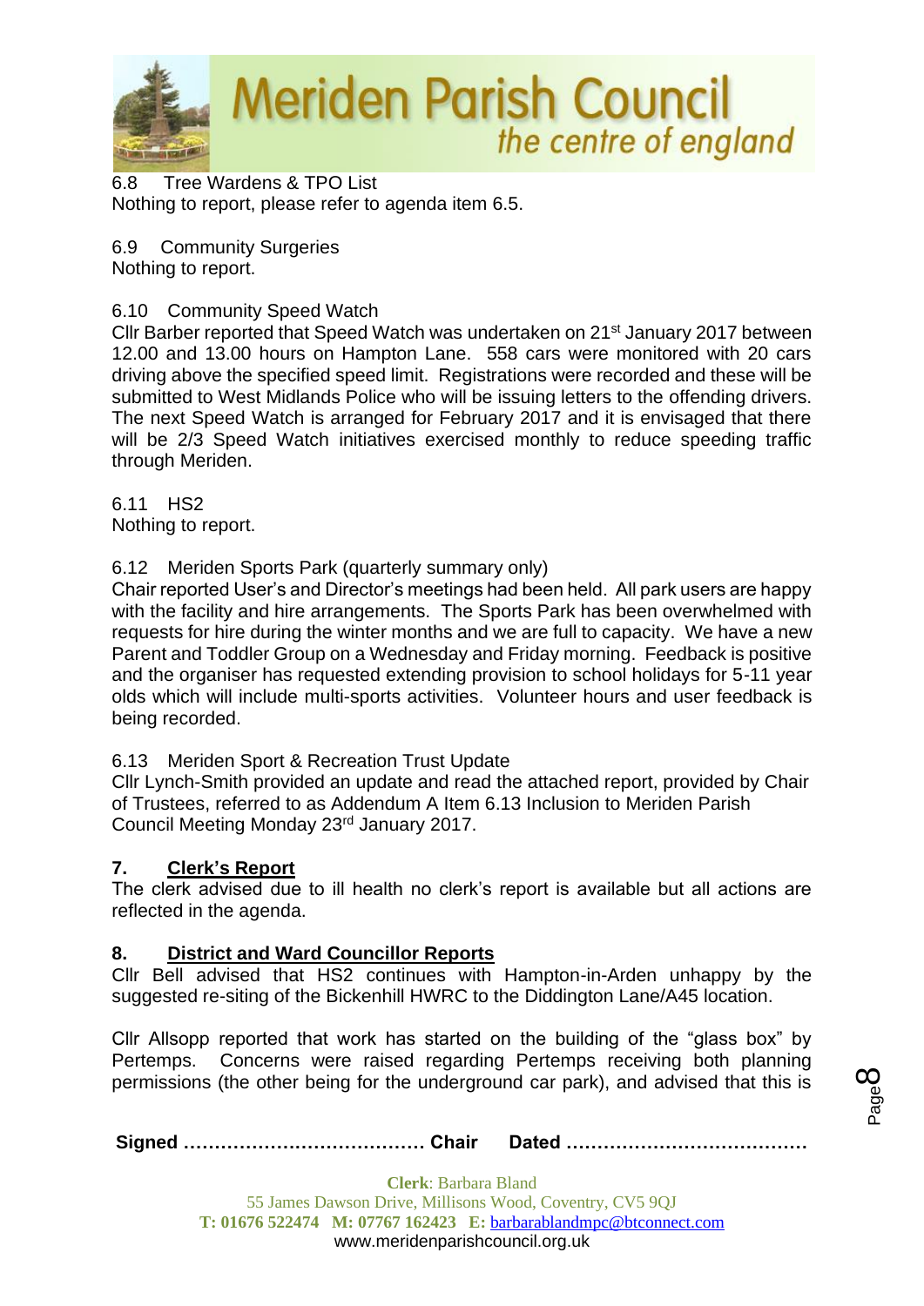6.8 Tree Wardens & TPO List

Nothing to report, please refer to agenda item 6.5.

6.9 Community Surgeries

Nothing to report.

6.10 Community Speed Watch

Cllr Barber reported that Speed Watch was undertaken on 21st January 2017 between 12.00 and 13.00 hours on Hampton Lane. 558 cars were monitored with 20 cars driving above the specified speed limit. Registrations were recorded and these will be submitted to West Midlands Police who will be issuing letters to the offending drivers. The next Speed Watch is arranged for February 2017 and it is envisaged that there will be 2/3 Speed Watch initiatives exercised monthly to reduce speeding traffic through Meriden.

6.11 HS2

Nothing to report.

6.12 Meriden Sports Park (quarterly summary only)

Chair reported User's and Director's meetings had been held. All park users are happy with the facility and hire arrangements. The Sports Park has been overwhelmed with requests for hire during the winter months and we are full to capacity. We have a new Parent and Toddler Group on a Wednesday and Friday morning. Feedback is positive and the organiser has requested extending provision to school holidays for 5-11 year olds which will include multi-sports activities. Volunteer hours and user feedback is being recorded.

6.13 Meriden Sport & Recreation Trust Update

Cllr Lynch-Smith provided an update and read the attached report, provided by Chair of Trustees, referred to as Addendum A Item 6.13 Inclusion to Meriden Parish Council Meeting Monday 23rd January 2017.

## 7. Clerk's Report

The clerk advised due to ill health no clerk's report is available but all actions are reflected in the agenda.

## 8. District and Ward Councillor Reports

Cllr Bell advised that HS2 continues with Hampton-in-Arden unhappy by the suggested re-siting of the Bickenhill HWRC to the Diddington Lane/A45 location.

Cllr Allsopp reported that work has started on the building of the "glass box" by Pertemps. Concerns were raised regarding Pertemps receiving both planning permissions (the other being for the underground car park), and advised that this is

**Signed ………………………………… Chair Dated …………………………………**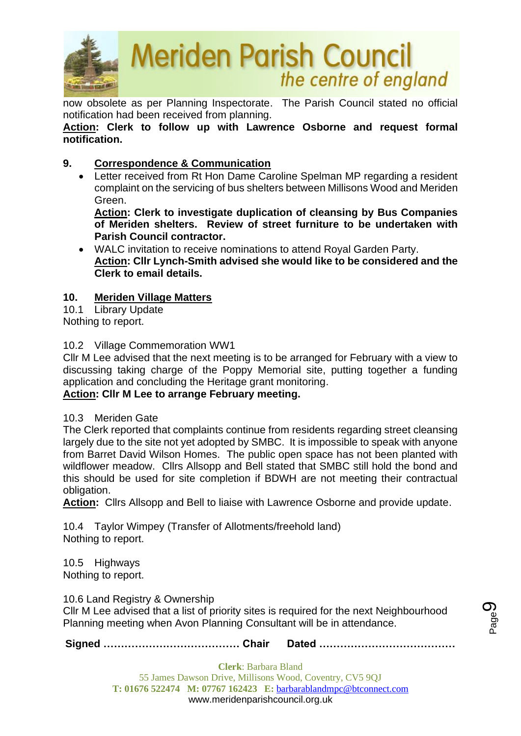now obsolete as per Planning Inspectorate. The Parish Council stated no official notification had been received from planning.

**Action: Clerk to follow up with Lawrence Osborne and request formal notification.**

## 9. Correspondence & Communication

- Letter received from Rt Hon Dame Caroline Spelman MP regarding a resident complaint on the servicing of bus shelters between Millisons Wood and Meriden Green.
  **Action: Clerk to investigate duplication of cleansing by Bus Companies of Meriden shelters. Review of street furniture to be undertaken with Parish Council contractor.**
- WALC invitation to receive nominations to attend Royal Garden Party.
  **Action: Cllr Lynch-Smith advised she would like to be considered and the Clerk to email details.**

## 10. Meriden Village Matters

10.1 Library Update

Nothing to report.

10.2 Village Commemoration WW1

Cllr M Lee advised that the next meeting is to be arranged for February with a view to discussing taking charge of the Poppy Memorial site, putting together a funding application and concluding the Heritage grant monitoring.

**Action: Cllr M Lee to arrange February meeting.**

10.3 Meriden Gate

The Clerk reported that complaints continue from residents regarding street cleansing largely due to the site not yet adopted by SMBC. It is impossible to speak with anyone from Barret David Wilson Homes. The public open space has not been planted with wildflower meadow. Cllrs Allsopp and Bell stated that SMBC still hold the bond and this should be used for site completion if BDWH are not meeting their contractual obligation.

**Action:** Cllrs Allsopp and Bell to liaise with Lawrence Osborne and provide update.

10.4 Taylor Wimpey (Transfer of Allotments/freehold land)

Nothing to report.

10.5 Highways

Nothing to report.

10.6 Land Registry & Ownership

Cllr M Lee advised that a list of priority sites is required for the next Neighbourhood Planning meeting when Avon Planning Consultant will be in attendance.

**Signed ………………………………… Chair Dated …………………………………**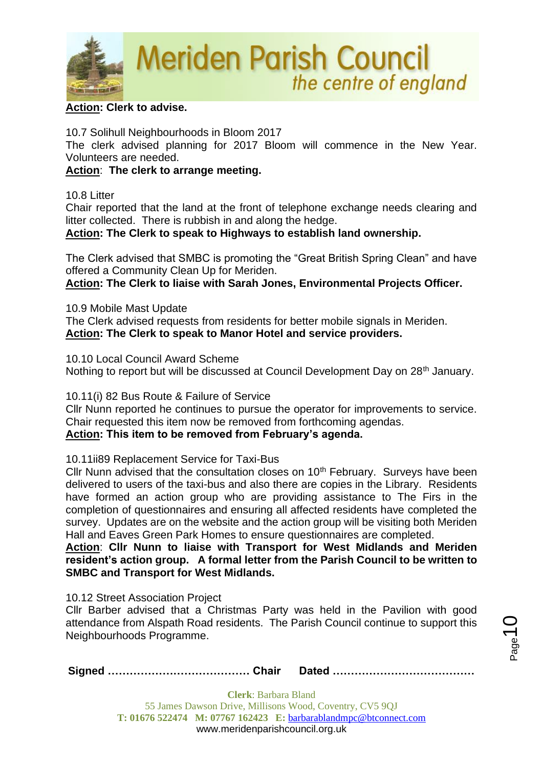**Action: Clerk to advise.**

10.7 Solihull Neighbourhoods in Bloom 2017
The clerk advised planning for 2017 Bloom will commence in the New Year. Volunteers are needed.
**Action: The clerk to arrange meeting.**

10.8 Litter
Chair reported that the land at the front of telephone exchange needs clearing and litter collected. There is rubbish in and along the hedge.
**Action: The Clerk to speak to Highways to establish land ownership.**

The Clerk advised that SMBC is promoting the "Great British Spring Clean" and have offered a Community Clean Up for Meriden.
**Action: The Clerk to liaise with Sarah Jones, Environmental Projects Officer.**

10.9 Mobile Mast Update
The Clerk advised requests from residents for better mobile signals in Meriden.
**Action: The Clerk to speak to Manor Hotel and service providers.**

10.10 Local Council Award Scheme
Nothing to report but will be discussed at Council Development Day on 28th January.

10.11(i) 82 Bus Route & Failure of Service
Cllr Nunn reported he continues to pursue the operator for improvements to service. Chair requested this item now be removed from forthcoming agendas.
**Action: This item to be removed from February's agenda.**

10.11ii89 Replacement Service for Taxi-Bus
Cllr Nunn advised that the consultation closes on 10th February. Surveys have been delivered to users of the taxi-bus and also there are copies in the Library. Residents have formed an action group who are providing assistance to The Firs in the completion of questionnaires and ensuring all affected residents have completed the survey. Updates are on the website and the action group will be visiting both Meriden Hall and Eaves Green Park Homes to ensure questionnaires are completed.
**Action: Cllr Nunn to liaise with Transport for West Midlands and Meriden resident's action group. A formal letter from the Parish Council to be written to SMBC and Transport for West Midlands.**

10.12 Street Association Project
Cllr Barber advised that a Christmas Party was held in the Pavilion with good attendance from Alspath Road residents. The Parish Council continue to support this Neighbourhoods Programme.

**Signed ………………………………… Chair Dated …………………………………**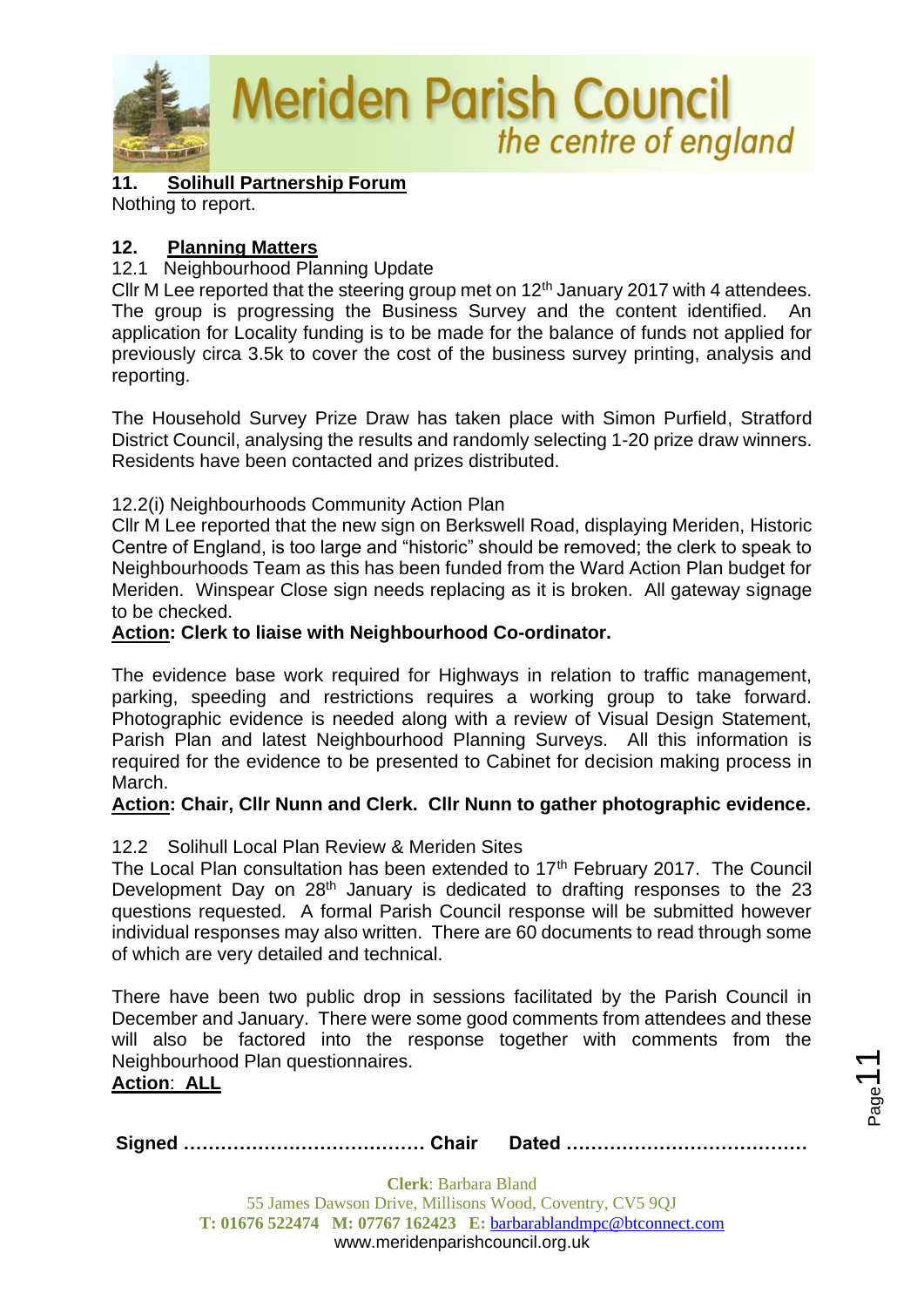## 11. Solihull Partnership Forum

Nothing to report.

## 12. Planning Matters

12.1 Neighbourhood Planning Update

Cllr M Lee reported that the steering group met on 12th January 2017 with 4 attendees. The group is progressing the Business Survey and the content identified. An application for Locality funding is to be made for the balance of funds not applied for previously circa 3.5k to cover the cost of the business survey printing, analysis and reporting.

The Household Survey Prize Draw has taken place with Simon Purfield, Stratford District Council, analysing the results and randomly selecting 1-20 prize draw winners. Residents have been contacted and prizes distributed.

12.2(i) Neighbourhoods Community Action Plan

Cllr M Lee reported that the new sign on Berkswell Road, displaying Meriden, Historic Centre of England, is too large and "historic" should be removed; the clerk to speak to Neighbourhoods Team as this has been funded from the Ward Action Plan budget for Meriden. Winspear Close sign needs replacing as it is broken. All gateway signage to be checked.

**Action: Clerk to liaise with Neighbourhood Co-ordinator.**

The evidence base work required for Highways in relation to traffic management, parking, speeding and restrictions requires a working group to take forward. Photographic evidence is needed along with a review of Visual Design Statement, Parish Plan and latest Neighbourhood Planning Surveys. All this information is required for the evidence to be presented to Cabinet for decision making process in March.

**Action: Chair, Cllr Nunn and Clerk. Cllr Nunn to gather photographic evidence.**

12.2 Solihull Local Plan Review & Meriden Sites

The Local Plan consultation has been extended to 17th February 2017. The Council Development Day on 28th January is dedicated to drafting responses to the 23 questions requested. A formal Parish Council response will be submitted however individual responses may also written. There are 60 documents to read through some of which are very detailed and technical.

There have been two public drop in sessions facilitated by the Parish Council in December and January. There were some good comments from attendees and these will also be factored into the response together with comments from the Neighbourhood Plan questionnaires.

**Action: ALL**

**Signed ………………………………… Chair Dated …………………………………**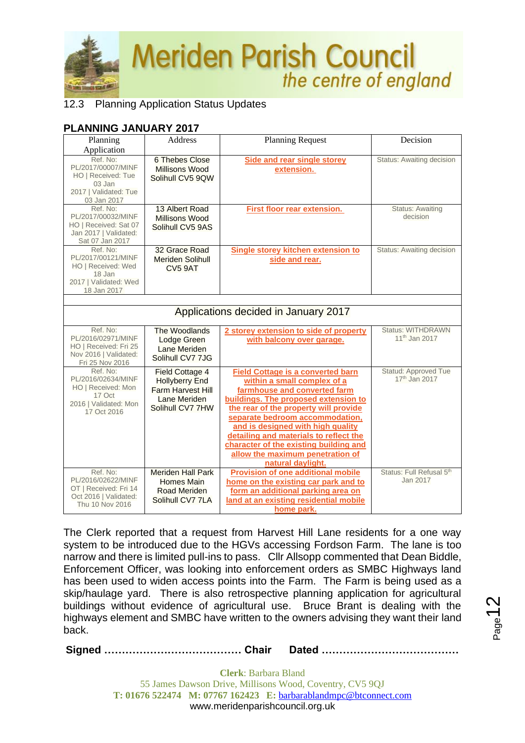12.3 Planning Application Status Updates

**PLANNING JANUARY 2017**

| Planning Application | Address | Planning Request | Decision |
|---|---|---|---|
| Ref. No: PL/2017/00007/MINFHO \| Received: Tue 03 Jan 2017 \| Validated: Tue 03 Jan 2017 | 6 Thebes Close Millisons Wood Solihull CV5 9QW | Side and rear single storey extension. | Status: Awaiting decision |
| Ref. No: PL/2017/00032/MINFHO \| Received: Sat 07 Jan 2017 \| Validated: Sat 07 Jan 2017 | 13 Albert Road Millisons Wood Solihull CV5 9AS | First floor rear extension. | Status: Awaiting decision |
| Ref. No: PL/2017/00121/MINFHO \| Received: Wed 18 Jan 2017 \| Validated: Wed 18 Jan 2017 | 32 Grace Road Meriden Solihull CV5 9AT | Single storey kitchen extension to side and rear. | Status: Awaiting decision |
| | | | |
| Applications decided in January 2017 | | | |
| Ref. No: PL/2016/02971/MINFHO \| Received: Fri 25 Nov 2016 \| Validated: Fri 25 Nov 2016 | The Woodlands Lodge Green Lane Meriden Solihull CV7 7JG | 2 storey extension to side of property with balcony over garage. | Status: WITHDRAWN 11th Jan 2017 |
| Ref. No: PL/2016/02634/MINFHO \| Received: Mon 17 Oct 2016 \| Validated: Mon 17 Oct 2016 | Field Cottage 4 Hollyberry End Farm Harvest Hill Lane Meriden Solihull CV7 7HW | Field Cottage is a converted barn within a small complex of a farmhouse and converted farm buildings. The proposed extension to the rear of the property will provide separate bedroom accommodation, and is designed with high quality detailing and materials to reflect the character of the existing building and allow the maximum penetration of natural daylight. | Statud: Approved Tue 17th Jan 2017 |
| Ref. No: PL/2016/02622/MINFOT \| Received: Fri 14 Oct 2016 \| Validated: Thu 10 Nov 2016 | Meriden Hall Park Homes Main Road Meriden Solihull CV7 7LA | Provision of one additional mobile home on the existing car park and to form an additional parking area on land at an existing residential mobile home park. | Status: Full Refusal 5th Jan 2017 |

The Clerk reported that a request from Harvest Hill Lane residents for a one way system to be introduced due to the HGVs accessing Fordson Farm. The lane is too narrow and there is limited pull-ins to pass. Cllr Allsopp commented that Dean Biddle, Enforcement Officer, was looking into enforcement orders as SMBC Highways land has been used to widen access points into the Farm. The Farm is being used as a skip/haulage yard. There is also retrospective planning application for agricultural buildings without evidence of agricultural use. Bruce Brant is dealing with the highways element and SMBC have written to the owners advising they want their land back.

**Signed ………………………………… Chair Dated …………………………………**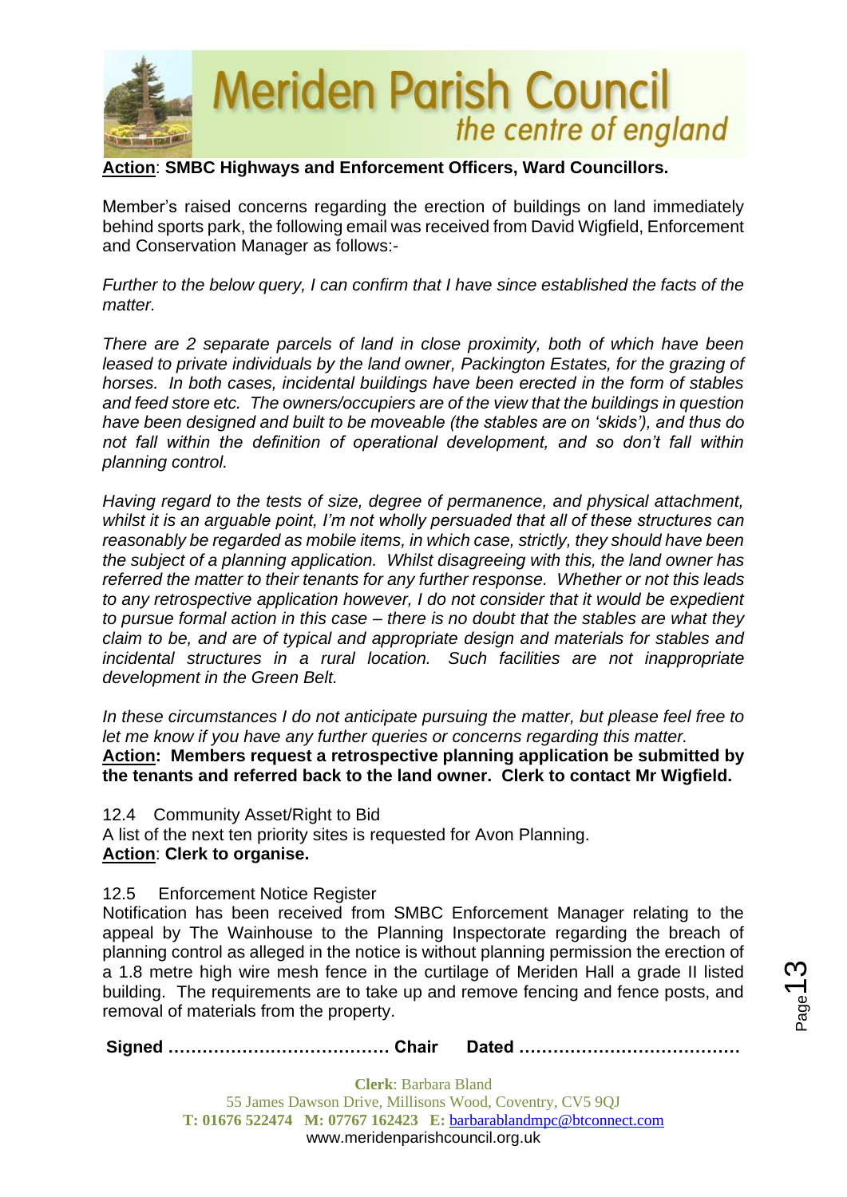**Action**: **SMBC Highways and Enforcement Officers, Ward Councillors.**

Member's raised concerns regarding the erection of buildings on land immediately behind sports park, the following email was received from David Wigfield, Enforcement and Conservation Manager as follows:-

*Further to the below query, I can confirm that I have since established the facts of the matter.*

*There are 2 separate parcels of land in close proximity, both of which have been leased to private individuals by the land owner, Packington Estates, for the grazing of horses. In both cases, incidental buildings have been erected in the form of stables and feed store etc. The owners/occupiers are of the view that the buildings in question have been designed and built to be moveable (the stables are on 'skids'), and thus do not fall within the definition of operational development, and so don't fall within planning control.*

*Having regard to the tests of size, degree of permanence, and physical attachment, whilst it is an arguable point, I'm not wholly persuaded that all of these structures can reasonably be regarded as mobile items, in which case, strictly, they should have been the subject of a planning application. Whilst disagreeing with this, the land owner has referred the matter to their tenants for any further response. Whether or not this leads to any retrospective application however, I do not consider that it would be expedient to pursue formal action in this case – there is no doubt that the stables are what they claim to be, and are of typical and appropriate design and materials for stables and incidental structures in a rural location. Such facilities are not inappropriate development in the Green Belt.*

*In these circumstances I do not anticipate pursuing the matter, but please feel free to let me know if you have any further queries or concerns regarding this matter.*
**Action: Members request a retrospective planning application be submitted by the tenants and referred back to the land owner. Clerk to contact Mr Wigfield.**

12.4 Community Asset/Right to Bid
A list of the next ten priority sites is requested for Avon Planning.
**Action**: **Clerk to organise.**

12.5 Enforcement Notice Register
Notification has been received from SMBC Enforcement Manager relating to the appeal by The Wainhouse to the Planning Inspectorate regarding the breach of planning control as alleged in the notice is without planning permission the erection of a 1.8 metre high wire mesh fence in the curtilage of Meriden Hall a grade II listed building. The requirements are to take up and remove fencing and fence posts, and removal of materials from the property.

**Signed ………………………………… Chair Dated …………………………………**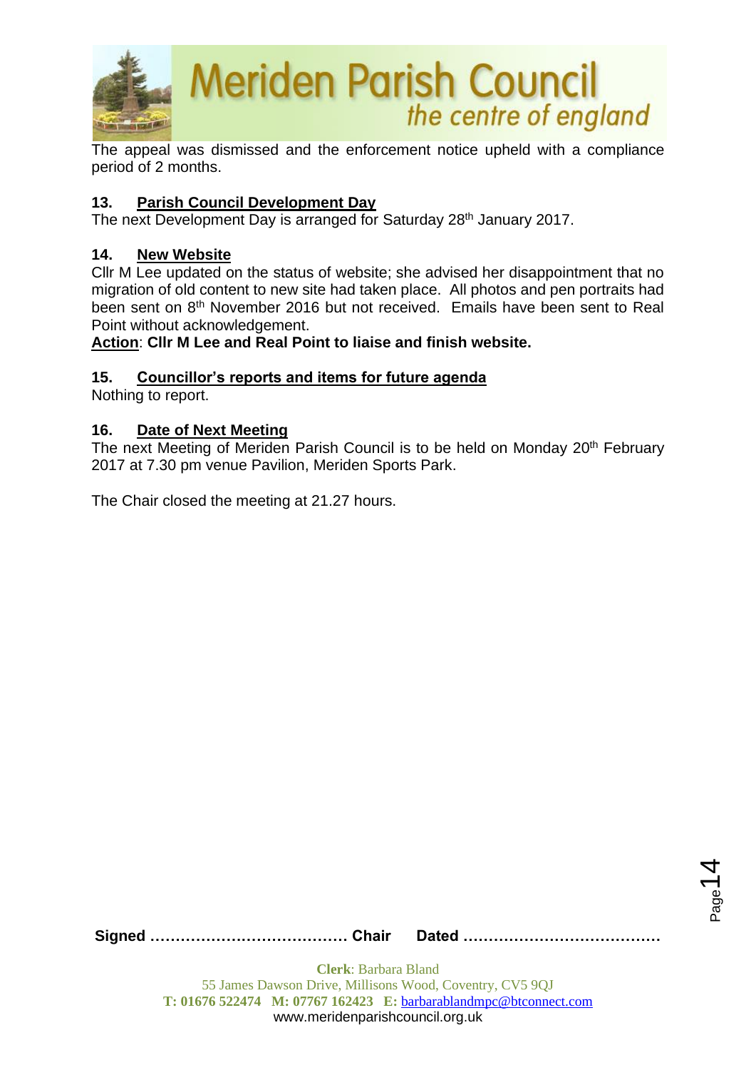The appeal was dismissed and the enforcement notice upheld with a compliance period of 2 months.

**13. Parish Council Development Day**

The next Development Day is arranged for Saturday 28th January 2017.

**14. New Website**

Cllr M Lee updated on the status of website; she advised her disappointment that no migration of old content to new site had taken place. All photos and pen portraits had been sent on 8th November 2016 but not received. Emails have been sent to Real Point without acknowledgement.

**Action**: **Cllr M Lee and Real Point to liaise and finish website.**

**15. Councillor's reports and items for future agenda**

Nothing to report.

**16. Date of Next Meeting**

The next Meeting of Meriden Parish Council is to be held on Monday 20th February 2017 at 7.30 pm venue Pavilion, Meriden Sports Park.

The Chair closed the meeting at 21.27 hours.

**Signed ………………………………… Chair  Dated …………………………………**